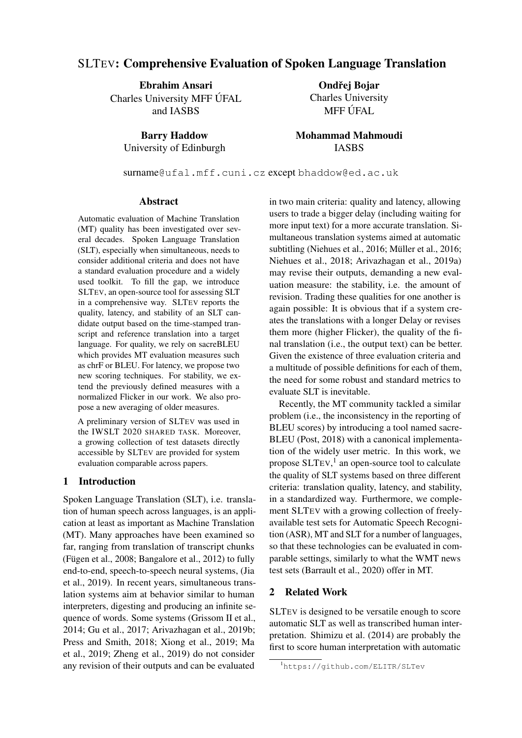# SLTEV: Comprehensive Evaluation of Spoken Language Translation

**Ebrahim Ansari**
Charles University MFF ÚFAL
and IASBS

**Ondřej Bojar**
Charles University
MFF ÚFAL

**Barry Haddow**
University of Edinburgh

**Mohammad Mahmoudi**
IASBS

surname@ufal.mff.cuni.cz except bhaddow@ed.ac.uk

## Abstract

Automatic evaluation of Machine Translation (MT) quality has been investigated over several decades. Spoken Language Translation (SLT), especially when simultaneous, needs to consider additional criteria and does not have a standard evaluation procedure and a widely used toolkit. To fill the gap, we introduce SLTEV, an open-source tool for assessing SLT in a comprehensive way. SLTEV reports the quality, latency, and stability of an SLT candidate output based on the time-stamped transcript and reference translation into a target language. For quality, we rely on sacreBLEU which provides MT evaluation measures such as chrF or BLEU. For latency, we propose two new scoring techniques. For stability, we extend the previously defined measures with a normalized Flicker in our work. We also propose a new averaging of older measures.

A preliminary version of SLTEV was used in the IWSLT 2020 SHARED TASK. Moreover, a growing collection of test datasets directly accessible by SLTEV are provided for system evaluation comparable across papers.

## 1 Introduction

Spoken Language Translation (SLT), i.e. translation of human speech across languages, is an application at least as important as Machine Translation (MT). Many approaches have been examined so far, ranging from translation of transcript chunks (Fügen et al., 2008; Bangalore et al., 2012) to fully end-to-end, speech-to-speech neural systems, (Jia et al., 2019). In recent years, simultaneous translation systems aim at behavior similar to human interpreters, digesting and producing an infinite sequence of words. Some systems (Grissom II et al., 2014; Gu et al., 2017; Arivazhagan et al., 2019b; Press and Smith, 2018; Xiong et al., 2019; Ma et al., 2019; Zheng et al., 2019) do not consider any revision of their outputs and can be evaluated in two main criteria: quality and latency, allowing users to trade a bigger delay (including waiting for more input text) for a more accurate translation. Simultaneous translation systems aimed at automatic subtitling (Niehues et al., 2016; Müller et al., 2016; Niehues et al., 2018; Arivazhagan et al., 2019a) may revise their outputs, demanding a new evaluation measure: the stability, i.e. the amount of revision. Trading these qualities for one another is again possible: It is obvious that if a system creates the translations with a longer Delay or revises them more (higher Flicker), the quality of the final translation (i.e., the output text) can be better. Given the existence of three evaluation criteria and a multitude of possible definitions for each of them, the need for some robust and standard metrics to evaluate SLT is inevitable.

Recently, the MT community tackled a similar problem (i.e., the inconsistency in the reporting of BLEU scores) by introducing a tool named sacreBLEU (Post, 2018) with a canonical implementation of the widely user metric. In this work, we propose SLTEV,[1] an open-source tool to calculate the quality of SLT systems based on three different criteria: translation quality, latency, and stability, in a standardized way. Furthermore, we complement SLTEV with a growing collection of freely-available test sets for Automatic Speech Recognition (ASR), MT and SLT for a number of languages, so that these technologies can be evaluated in comparable settings, similarly to what the WMT news test sets (Barrault et al., 2020) offer in MT.

## 2 Related Work

SLTEV is designed to be versatile enough to score automatic SLT as well as transcribed human interpretation. Shimizu et al. (2014) are probably the first to score human interpretation with automatic

[1] https://github.com/ELITR/SLTev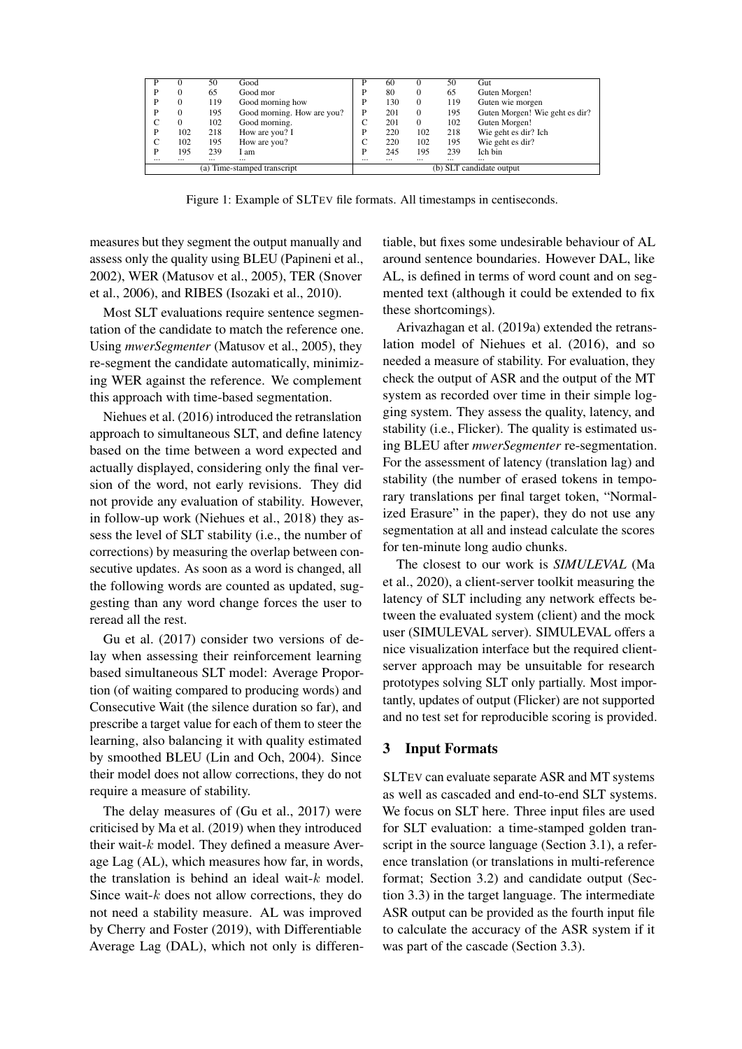| P | 0 | 50 | Good | P | 60 | 0 | 50 | Gut |
|---|---|---|---|---|---|---|---|---|
| P | 0 | 65 | Good mor | P | 80 | 0 | 65 | Guten Morgen! |
| P | 0 | 119 | Good morning how | P | 130 | 0 | 119 | Guten wie morgen |
| P | 0 | 195 | Good morning. How are you? | P | 201 | 0 | 195 | Guten Morgen! Wie geht es dir? |
| C | 0 | 102 | Good morning. | C | 201 | 0 | 102 | Guten Morgen! |
| P | 102 | 218 | How are you? I | P | 220 | 102 | 218 | Wie geht es dir? Ich |
| C | 102 | 195 | How are you? | C | 220 | 102 | 195 | Wie geht es dir? |
| P | 195 | 239 | I am | P | 245 | 195 | 239 | Ich bin |
| ... | ... | ... | ... | ... | ... | ... | ... | ... |
| (a) Time-stamped transcript | | | | (b) SLT candidate output | | | | |

Figure 1: Example of SLTEV file formats. All timestamps in centiseconds.

measures but they segment the output manually and assess only the quality using BLEU (Papineni et al., 2002), WER (Matusov et al., 2005), TER (Snover et al., 2006), and RIBES (Isozaki et al., 2010).

Most SLT evaluations require sentence segmentation of the candidate to match the reference one. Using *mwerSegmenter* (Matusov et al., 2005), they re-segment the candidate automatically, minimizing WER against the reference. We complement this approach with time-based segmentation.

Niehues et al. (2016) introduced the retranslation approach to simultaneous SLT, and define latency based on the time between a word expected and actually displayed, considering only the final version of the word, not early revisions. They did not provide any evaluation of stability. However, in follow-up work (Niehues et al., 2018) they assess the level of SLT stability (i.e., the number of corrections) by measuring the overlap between consecutive updates. As soon as a word is changed, all the following words are counted as updated, suggesting than any word change forces the user to reread all the rest.

Gu et al. (2017) consider two versions of delay when assessing their reinforcement learning based simultaneous SLT model: Average Proportion (of waiting compared to producing words) and Consecutive Wait (the silence duration so far), and prescribe a target value for each of them to steer the learning, also balancing it with quality estimated by smoothed BLEU (Lin and Och, 2004). Since their model does not allow corrections, they do not require a measure of stability.

The delay measures of (Gu et al., 2017) were criticised by Ma et al. (2019) when they introduced their wait-$k$ model. They defined a measure Average Lag (AL), which measures how far, in words, the translation is behind an ideal wait-$k$ model. Since wait-$k$ does not allow corrections, they do not need a stability measure. AL was improved by Cherry and Foster (2019), with Differentiable Average Lag (DAL), which not only is differentiable, but fixes some undesirable behaviour of AL around sentence boundaries. However DAL, like AL, is defined in terms of word count and on segmented text (although it could be extended to fix these shortcomings).

Arivazhagan et al. (2019a) extended the retranslation model of Niehues et al. (2016), and so needed a measure of stability. For evaluation, they check the output of ASR and the output of the MT system as recorded over time in their simple logging system. They assess the quality, latency, and stability (i.e., Flicker). The quality is estimated using BLEU after *mwerSegmenter* re-segmentation. For the assessment of latency (translation lag) and stability (the number of erased tokens in temporary translations per final target token, "Normalized Erasure" in the paper), they do not use any segmentation at all and instead calculate the scores for ten-minute long audio chunks.

The closest to our work is *SIMULEVAL* (Ma et al., 2020), a client-server toolkit measuring the latency of SLT including any network effects between the evaluated system (client) and the mock user (SIMULEVAL server). SIMULEVAL offers a nice visualization interface but the required client-server approach may be unsuitable for research prototypes solving SLT only partially. Most importantly, updates of output (Flicker) are not supported and no test set for reproducible scoring is provided.

## 3 Input Formats

SLTEV can evaluate separate ASR and MT systems as well as cascaded and end-to-end SLT systems. We focus on SLT here. Three input files are used for SLT evaluation: a time-stamped golden transcript in the source language (Section 3.1), a reference translation (or translations in multi-reference format; Section 3.2) and candidate output (Section 3.3) in the target language. The intermediate ASR output can be provided as the fourth input file to calculate the accuracy of the ASR system if it was part of the cascade (Section 3.3).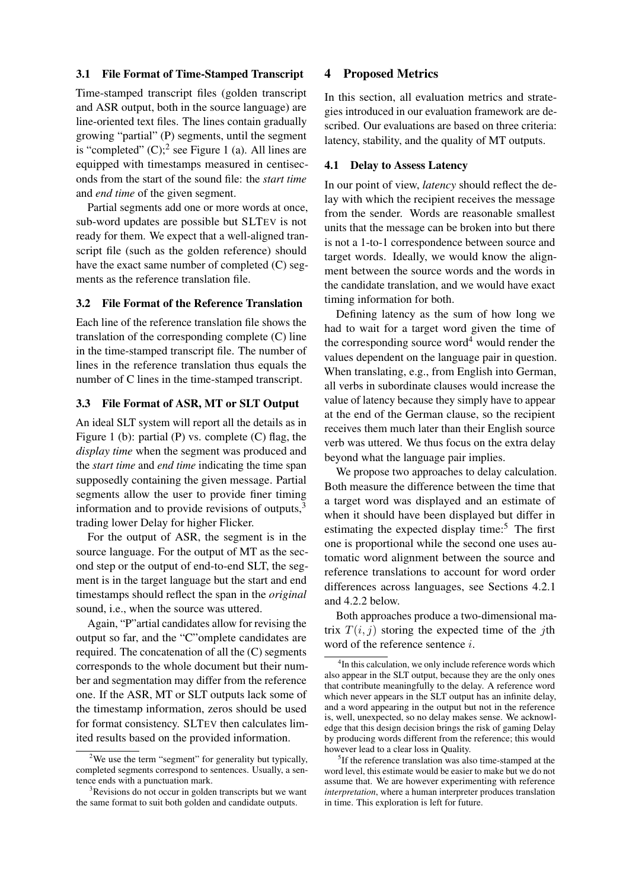### 3.1 File Format of Time-Stamped Transcript

Time-stamped transcript files (golden transcript and ASR output, both in the source language) are line-oriented text files. The lines contain gradually growing "partial" (P) segments, until the segment is "completed" (C);[2] see Figure 1 (a). All lines are equipped with timestamps measured in centiseconds from the start of the sound file: the *start time* and *end time* of the given segment.

Partial segments add one or more words at once, sub-word updates are possible but SLTEV is not ready for them. We expect that a well-aligned transcript file (such as the golden reference) should have the exact same number of completed (C) segments as the reference translation file.

### 3.2 File Format of the Reference Translation

Each line of the reference translation file shows the translation of the corresponding complete (C) line in the time-stamped transcript file. The number of lines in the reference translation thus equals the number of C lines in the time-stamped transcript.

### 3.3 File Format of ASR, MT or SLT Output

An ideal SLT system will report all the details as in Figure 1 (b): partial (P) vs. complete (C) flag, the *display time* when the segment was produced and the *start time* and *end time* indicating the time span supposedly containing the given message. Partial segments allow the user to provide finer timing information and to provide revisions of outputs,[3] trading lower Delay for higher Flicker.

For the output of ASR, the segment is in the source language. For the output of MT as the second step or the output of end-to-end SLT, the segment is in the target language but the start and end timestamps should reflect the span in the *original* sound, i.e., when the source was uttered.

Again, "P"artial candidates allow for revising the output so far, and the "C"omplete candidates are required. The concatenation of all the (C) segments corresponds to the whole document but their number and segmentation may differ from the reference one. If the ASR, MT or SLT outputs lack some of the timestamp information, zeros should be used for format consistency. SLTEV then calculates limited results based on the provided information.

## 4 Proposed Metrics

In this section, all evaluation metrics and strategies introduced in our evaluation framework are described. Our evaluations are based on three criteria: latency, stability, and the quality of MT outputs.

### 4.1 Delay to Assess Latency

In our point of view, *latency* should reflect the delay with which the recipient receives the message from the sender. Words are reasonable smallest units that the message can be broken into but there is not a 1-to-1 correspondence between source and target words. Ideally, we would know the alignment between the source words and the words in the candidate translation, and we would have exact timing information for both.

Defining latency as the sum of how long we had to wait for a target word given the time of the corresponding source word[4] would render the values dependent on the language pair in question. When translating, e.g., from English into German, all verbs in subordinate clauses would increase the value of latency because they simply have to appear at the end of the German clause, so the recipient receives them much later than their English source verb was uttered. We thus focus on the extra delay beyond what the language pair implies.

We propose two approaches to delay calculation. Both measure the difference between the time that a target word was displayed and an estimate of when it should have been displayed but differ in estimating the expected display time:[5] The first one is proportional while the second one uses automatic word alignment between the source and reference translations to account for word order differences across languages, see Sections 4.2.1 and 4.2.2 below.

Both approaches produce a two-dimensional matrix $T(i, j)$ storing the expected time of the $j$th word of the reference sentence $i$.

---

[2] We use the term "segment" for generality but typically, completed segments correspond to sentences. Usually, a sentence ends with a punctuation mark.

[3] Revisions do not occur in golden transcripts but we want the same format to suit both golden and candidate outputs.

[4] In this calculation, we only include reference words which also appear in the SLT output, because they are the only ones that contribute meaningfully to the delay. A reference word which never appears in the SLT output has an infinite delay, and a word appearing in the output but not in the reference is, well, unexpected, so no delay makes sense. We acknowledge that this design decision brings the risk of gaming Delay by producing words different from the reference; this would however lead to a clear loss in Quality.

[5] If the reference translation was also time-stamped at the word level, this estimate would be easier to make but we do not assume that. We are however experimenting with reference *interpretation*, where a human interpreter produces translation in time. This exploration is left for future.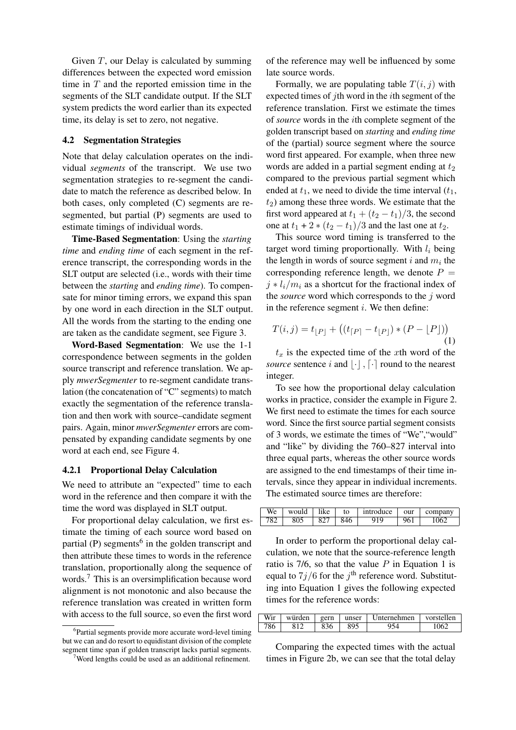Given $T$, our Delay is calculated by summing differences between the expected word emission time in $T$ and the reported emission time in the segments of the SLT candidate output. If the SLT system predicts the word earlier than its expected time, its delay is set to zero, not negative.

### 4.2 Segmentation Strategies

Note that delay calculation operates on the individual *segments* of the transcript. We use two segmentation strategies to re-segment the candidate to match the reference as described below. In both cases, only completed (C) segments are re-segmented, but partial (P) segments are used to estimate timings of individual words.

**Time-Based Segmentation**: Using the *starting time* and *ending time* of each segment in the reference transcript, the corresponding words in the SLT output are selected (i.e., words with their time between the *starting* and *ending time*). To compensate for minor timing errors, we expand this span by one word in each direction in the SLT output. All the words from the starting to the ending one are taken as the candidate segment, see Figure 3.

**Word-Based Segmentation**: We use the 1-1 correspondence between segments in the golden source transcript and reference translation. We apply *mwerSegmenter* to re-segment candidate translation (the concatenation of "C" segments) to match exactly the segmentation of the reference translation and then work with source–candidate segment pairs. Again, minor *mwerSegmenter* errors are compensated by expanding candidate segments by one word at each end, see Figure 4.

#### 4.2.1 Proportional Delay Calculation

We need to attribute an "expected" time to each word in the reference and then compare it with the time the word was displayed in SLT output.

For proportional delay calculation, we first estimate the timing of each source word based on partial (P) segments[6] in the golden transcript and then attribute these times to words in the reference translation, proportionally along the sequence of words.[7] This is an oversimplification because word alignment is not monotonic and also because the reference translation was created in written form with access to the full source, so even the first word of the reference may well be influenced by some late source words.

Formally, we are populating table $T(i,j)$ with expected times of $j$th word in the $i$th segment of the reference translation. First we estimate the times of *source* words in the $i$th complete segment of the golden transcript based on *starting* and *ending time* of the (partial) source segment where the source word first appeared. For example, when three new words are added in a partial segment ending at $t_2$ compared to the previous partial segment which ended at $t_1$, we need to divide the time interval ($t_1$, $t_2$) among these three words. We estimate that the first word appeared at $t_1 + (t_2 - t_1)/3$, the second one at $t_1 + 2 * (t_2 - t_1)/3$ and the last one at $t_2$.

This source word timing is transferred to the target word timing proportionally. With $l_i$ being the length in words of source segment $i$ and $m_i$ the corresponding reference length, we denote $P = j * l_i/m_i$ as a shortcut for the fractional index of the *source* word which corresponds to the $j$ word in the reference segment $i$. We then define:

$$T(i,j) = t_{\lfloor P \rceil} + \left( (t_{\lceil P \rceil} - t_{\lfloor P \rceil}) * (P - \lfloor P \rceil) \right) \quad (1)$$

$t_x$ is the expected time of the $x$th word of the *source* sentence $i$ and $\lfloor \cdot \rceil$, $\lceil \cdot \rceil$ round to the nearest integer.

To see how the proportional delay calculation works in practice, consider the example in Figure 2. We first need to estimate the times for each source word. Since the first source partial segment consists of 3 words, we estimate the times of "We","would" and "like" by dividing the 760–827 interval into three equal parts, whereas the other source words are assigned to the end timestamps of their time intervals, since they appear in individual increments. The estimated source times are therefore:

| We | would | like | to | introduce | our | company |
|---|---|---|---|---|---|---|
| 782 | 805 | 827 | 846 | 919 | 961 | 1062 |

In order to perform the proportional delay calculation, we note that the source-reference length ratio is 7/6, so that the value $P$ in Equation 1 is equal to $7j/6$ for the $j^{\text{th}}$ reference word. Substituting into Equation 1 gives the following expected times for the reference words:

| Wir | würden | gern | unser | Unternehmen | vorstellen |
|---|---|---|---|---|---|
| 786 | 812 | 836 | 895 | 954 | 1062 |

Comparing the expected times with the actual times in Figure 2b, we can see that the total delay

[6] Partial segments provide more accurate word-level timing but we can and do resort to equidistant division of the complete segment time span if golden transcript lacks partial segments.

[7] Word lengths could be used as an additional refinement.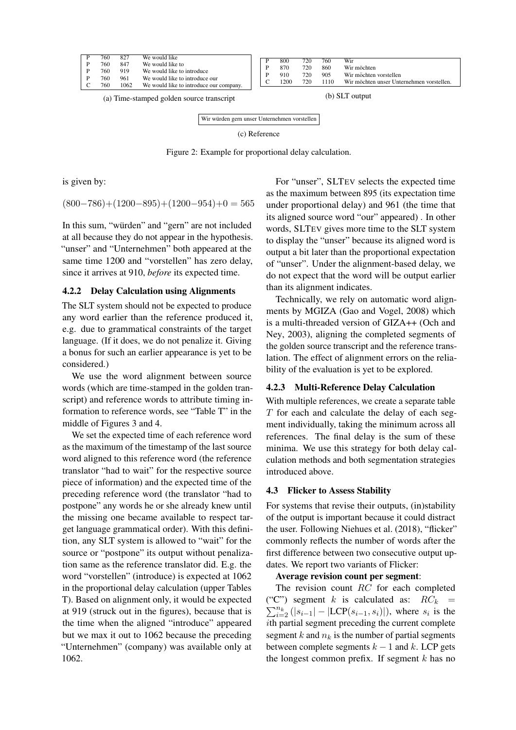| | | | |
|---|---|---|---|
| P | 760 | 827 | We would like |
| P | 760 | 847 | We would like to |
| P | 760 | 919 | We would like to introduce |
| P | 760 | 961 | We would like to introduce our |
| C | 760 | 1062 | We would like to introduce our company. |

(a) Time-stamped golden source transcript

| | | | | |
|---|---|---|---|---|
| P | 800 | 720 | 760 | Wir |
| P | 870 | 720 | 860 | Wir möchten |
| P | 910 | 720 | 905 | Wir möchten vorstellen |
| C | 1200 | 720 | 1110 | Wir möchten unser Unternehmen vorstellen. |

(b) SLT output

| |
|---|
| Wir würden gern unser Unternehmen vorstellen |

(c) Reference

Figure 2: Example for proportional delay calculation.

is given by:

$$(800-786)+(1200-895)+(1200-954)+0 = 565$$

In this sum, "würden" and "gern" are not included at all because they do not appear in the hypothesis. "unser" and "Unternehmen" both appeared at the same time 1200 and "vorstellen" has zero delay, since it arrives at 910, *before* its expected time.

#### 4.2.2 Delay Calculation using Alignments

The SLT system should not be expected to produce any word earlier than the reference produced it, e.g. due to grammatical constraints of the target language. (If it does, we do not penalize it. Giving a bonus for such an earlier appearance is yet to be considered.)

We use the word alignment between source words (which are time-stamped in the golden transcript) and reference words to attribute timing information to reference words, see "Table T" in the middle of Figures 3 and 4.

We set the expected time of each reference word as the maximum of the timestamp of the last source word aligned to this reference word (the reference translator "had to wait" for the respective source piece of information) and the expected time of the preceding reference word (the translator "had to postpone" any words he or she already knew until the missing one became available to respect target language grammatical order). With this definition, any SLT system is allowed to "wait" for the source or "postpone" its output without penalization same as the reference translator did. E.g. the word "vorstellen" (introduce) is expected at 1062 in the proportional delay calculation (upper Tables T). Based on alignment only, it would be expected at 919 (struck out in the figures), because that is the time when the aligned "introduce" appeared but we max it out to 1062 because the preceding "Unternehmen" (company) was available only at 1062.

For "unser", SLTEV selects the expected time as the maximum between 895 (its expectation time under proportional delay) and 961 (the time that its aligned source word "our" appeared) . In other words, SLTEV gives more time to the SLT system to display the "unser" because its aligned word is output a bit later than the proportional expectation of "unser". Under the alignment-based delay, we do not expect that the word will be output earlier than its alignment indicates.

Technically, we rely on automatic word alignments by MGIZA (Gao and Vogel, 2008) which is a multi-threaded version of GIZA++ (Och and Ney, 2003), aligning the completed segments of the golden source transcript and the reference translation. The effect of alignment errors on the reliability of the evaluation is yet to be explored.

#### 4.2.3 Multi-Reference Delay Calculation

With multiple references, we create a separate table $T$ for each and calculate the delay of each segment individually, taking the minimum across all references. The final delay is the sum of these minima. We use this strategy for both delay calculation methods and both segmentation strategies introduced above.

### 4.3 Flicker to Assess Stability

For systems that revise their outputs, (in)stability of the output is important because it could distract the user. Following Niehues et al. (2018), "flicker" commonly reflects the number of words after the first difference between two consecutive output updates. We report two variants of Flicker:

**Average revision count per segment**:

The revision count $RC$ for each completed ("C") segment $k$ is calculated as: $RC_k = \sum_{i=2}^{n_k} (|s_{i-1}| - |\text{LCP}(s_{i-1}, s_i)|)$, where $s_i$ is the $i$th partial segment preceding the current complete segment $k$ and $n_k$ is the number of partial segments between complete segments $k-1$ and $k$. LCP gets the longest common prefix. If segment $k$ has no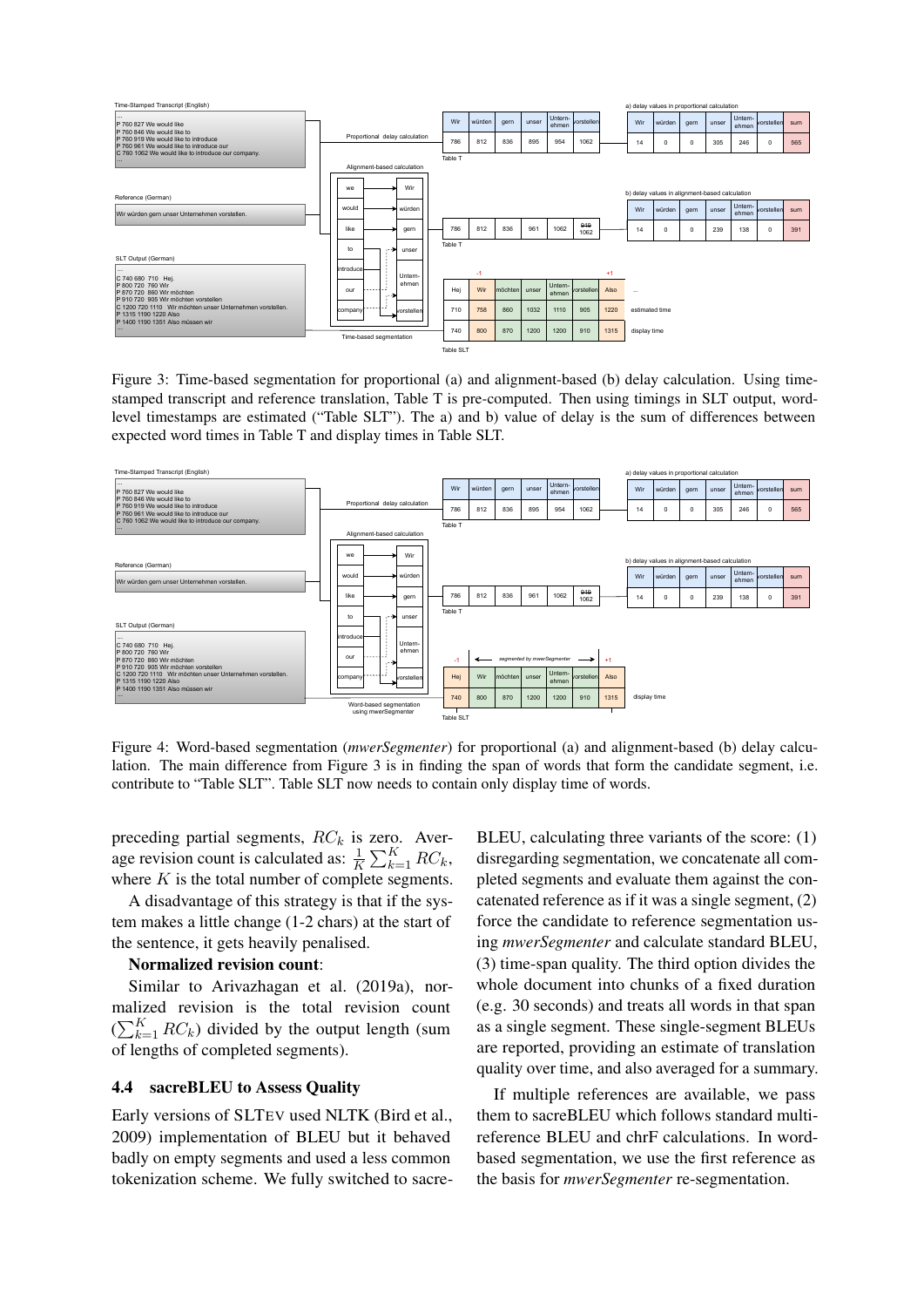Figure 3: Time-based segmentation for proportional (a) and alignment-based (b) delay calculation. Using time-stamped transcript and reference translation, Table T is pre-computed. Then using timings in SLT output, word-level timestamps are estimated ("Table SLT"). The a) and b) value of delay is the sum of differences between expected word times in Table T and display times in Table SLT.

Figure 4: Word-based segmentation (*mwerSegmenter*) for proportional (a) and alignment-based (b) delay calculation. The main difference from Figure 3 is in finding the span of words that form the candidate segment, i.e. contribute to "Table SLT". Table SLT now needs to contain only display time of words.

preceding partial segments, $RC_k$ is zero. Average revision count is calculated as: $\frac{1}{K}\sum_{k=1}^{K} RC_k$, where $K$ is the total number of complete segments.

A disadvantage of this strategy is that if the system makes a little change (1-2 chars) at the start of the sentence, it gets heavily penalised.

**Normalized revision count**:

Similar to Arivazhagan et al. (2019a), normalized revision is the total revision count ($\sum_{k=1}^{K} RC_k$) divided by the output length (sum of lengths of completed segments).

### 4.4 sacreBLEU to Assess Quality

Early versions of SLTEV used NLTK (Bird et al., 2009) implementation of BLEU but it behaved badly on empty segments and used a less common tokenization scheme. We fully switched to sacreBLEU, calculating three variants of the score: (1) disregarding segmentation, we concatenate all completed segments and evaluate them against the concatenated reference as if it was a single segment, (2) force the candidate to reference segmentation using *mwerSegmenter* and calculate standard BLEU, (3) time-span quality. The third option divides the whole document into chunks of a fixed duration (e.g. 30 seconds) and treats all words in that span as a single segment. These single-segment BLEUs are reported, providing an estimate of translation quality over time, and also averaged for a summary.

If multiple references are available, we pass them to sacreBLEU which follows standard multi-reference BLEU and chrF calculations. In word-based segmentation, we use the first reference as the basis for *mwerSegmenter* re-segmentation.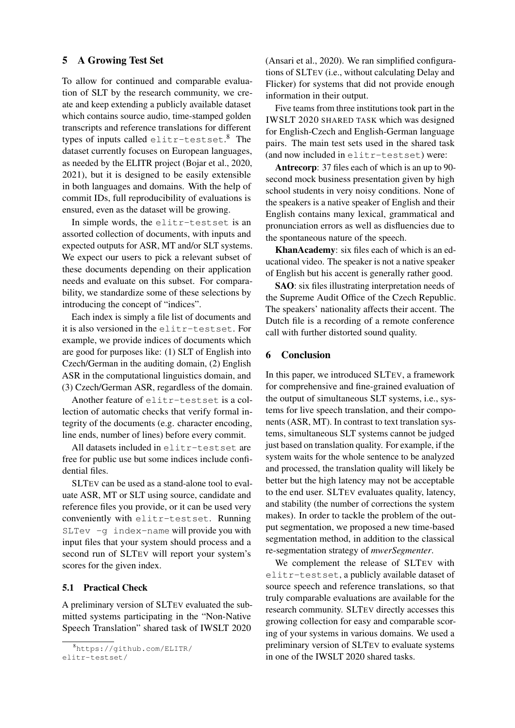## 5 A Growing Test Set

To allow for continued and comparable evaluation of SLT by the research community, we create and keep extending a publicly available dataset which contains source audio, time-stamped golden transcripts and reference translations for different types of inputs called `elitr-testset`.[8] The dataset currently focuses on European languages, as needed by the ELITR project (Bojar et al., 2020, 2021), but it is designed to be easily extensible in both languages and domains. With the help of commit IDs, full reproducibility of evaluations is ensured, even as the dataset will be growing.

In simple words, the `elitr-testset` is an assorted collection of documents, with inputs and expected outputs for ASR, MT and/or SLT systems. We expect our users to pick a relevant subset of these documents depending on their application needs and evaluate on this subset. For comparability, we standardize some of these selections by introducing the concept of "indices".

Each index is simply a file list of documents and it is also versioned in the `elitr-testset`. For example, we provide indices of documents which are good for purposes like: (1) SLT of English into Czech/German in the auditing domain, (2) English ASR in the computational linguistics domain, and (3) Czech/German ASR, regardless of the domain.

Another feature of `elitr-testset` is a collection of automatic checks that verify formal integrity of the documents (e.g. character encoding, line ends, number of lines) before every commit.

All datasets included in `elitr-testset` are free for public use but some indices include confidential files.

SLTev can be used as a stand-alone tool to evaluate ASR, MT or SLT using source, candidate and reference files you provide, or it can be used very conveniently with `elitr-testset`. Running `SLTev -g index-name` will provide you with input files that your system should process and a second run of SLTev will report your system's scores for the given index.

### 5.1 Practical Check

A preliminary version of SLTev evaluated the submitted systems participating in the "Non-Native Speech Translation" shared task of IWSLT 2020 (Ansari et al., 2020). We ran simplified configurations of SLTev (i.e., without calculating Delay and Flicker) for systems that did not provide enough information in their output.

Five teams from three institutions took part in the IWSLT 2020 SHARED TASK which was designed for English-Czech and English-German language pairs. The main test sets used in the shared task (and now included in `elitr-testset`) were:

**Antrecorp**: 37 files each of which is an up to 90-second mock business presentation given by high school students in very noisy conditions. None of the speakers is a native speaker of English and their English contains many lexical, grammatical and pronunciation errors as well as disfluencies due to the spontaneous nature of the speech.

**KhanAcademy**: six files each of which is an educational video. The speaker is not a native speaker of English but his accent is generally rather good.

**SAO**: six files illustrating interpretation needs of the Supreme Audit Office of the Czech Republic. The speakers' nationality affects their accent. The Dutch file is a recording of a remote conference call with further distorted sound quality.

## 6 Conclusion

In this paper, we introduced SLTev, a framework for comprehensive and fine-grained evaluation of the output of simultaneous SLT systems, i.e., systems for live speech translation, and their components (ASR, MT). In contrast to text translation systems, simultaneous SLT systems cannot be judged just based on translation quality. For example, if the system waits for the whole sentence to be analyzed and processed, the translation quality will likely be better but the high latency may not be acceptable to the end user. SLTev evaluates quality, latency, and stability (the number of corrections the system makes). In order to tackle the problem of the output segmentation, we proposed a new time-based segmentation method, in addition to the classical re-segmentation strategy of *mwerSegmenter*.

We complement the release of SLTev with `elitr-testset`, a publicly available dataset of source speech and reference translations, so that truly comparable evaluations are available for the research community. SLTev directly accesses this growing collection for easy and comparable scoring of your systems in various domains. We used a preliminary version of SLTev to evaluate systems in one of the IWSLT 2020 shared tasks.

[8] https://github.com/ELITR/elitr-testset/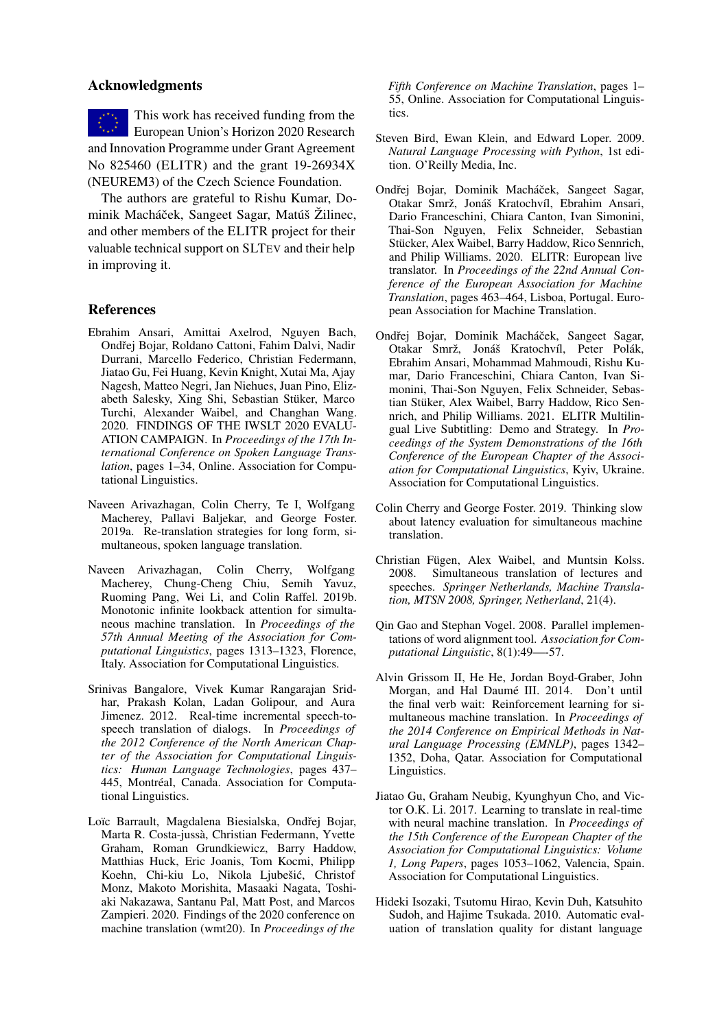## Acknowledgments

This work has received funding from the European Union's Horizon 2020 Research and Innovation Programme under Grant Agreement No 825460 (ELITR) and the grant 19-26934X (NEUREM3) of the Czech Science Foundation.

The authors are grateful to Rishu Kumar, Dominik Macháček, Sangeet Sagar, Matúš Žilinec, and other members of the ELITR project for their valuable technical support on SLTEV and their help in improving it.

## References

Ebrahim Ansari, Amittai Axelrod, Nguyen Bach, Ondřej Bojar, Roldano Cattoni, Fahim Dalvi, Nadir Durrani, Marcello Federico, Christian Federmann, Jiatao Gu, Fei Huang, Kevin Knight, Xutai Ma, Ajay Nagesh, Matteo Negri, Jan Niehues, Juan Pino, Elizabeth Salesky, Xing Shi, Sebastian Stüker, Marco Turchi, Alexander Waibel, and Changhan Wang. 2020. FINDINGS OF THE IWSLT 2020 EVALUATION CAMPAIGN. In *Proceedings of the 17th International Conference on Spoken Language Translation*, pages 1–34, Online. Association for Computational Linguistics.

Naveen Arivazhagan, Colin Cherry, Te I, Wolfgang Macherey, Pallavi Baljekar, and George Foster. 2019a. Re-translation strategies for long form, simultaneous, spoken language translation.

Naveen Arivazhagan, Colin Cherry, Wolfgang Macherey, Chung-Cheng Chiu, Semih Yavuz, Ruoming Pang, Wei Li, and Colin Raffel. 2019b. Monotonic infinite lookback attention for simultaneous machine translation. In *Proceedings of the 57th Annual Meeting of the Association for Computational Linguistics*, pages 1313–1323, Florence, Italy. Association for Computational Linguistics.

Srinivas Bangalore, Vivek Kumar Rangarajan Sridhar, Prakash Kolan, Ladan Golipour, and Aura Jimenez. 2012. Real-time incremental speech-to-speech translation of dialogs. In *Proceedings of the 2012 Conference of the North American Chapter of the Association for Computational Linguistics: Human Language Technologies*, pages 437–445, Montréal, Canada. Association for Computational Linguistics.

Loïc Barrault, Magdalena Biesialska, Ondřej Bojar, Marta R. Costa-jussà, Christian Federmann, Yvette Graham, Roman Grundkiewicz, Barry Haddow, Matthias Huck, Eric Joanis, Tom Kocmi, Philipp Koehn, Chi-kiu Lo, Nikola Ljubešić, Christof Monz, Makoto Morishita, Masaaki Nagata, Toshiaki Nakazawa, Santanu Pal, Matt Post, and Marcos Zampieri. 2020. Findings of the 2020 conference on machine translation (wmt20). In *Proceedings of the Fifth Conference on Machine Translation*, pages 1–55, Online. Association for Computational Linguistics.

Steven Bird, Ewan Klein, and Edward Loper. 2009. *Natural Language Processing with Python*, 1st edition. O'Reilly Media, Inc.

Ondřej Bojar, Dominik Macháček, Sangeet Sagar, Otakar Smrž, Jonáš Kratochvíl, Ebrahim Ansari, Dario Franceschini, Chiara Canton, Ivan Simonini, Thai-Son Nguyen, Felix Schneider, Sebastian Stücker, Alex Waibel, Barry Haddow, Rico Sennrich, and Philip Williams. 2020. ELITR: European live translator. In *Proceedings of the 22nd Annual Conference of the European Association for Machine Translation*, pages 463–464, Lisboa, Portugal. European Association for Machine Translation.

Ondřej Bojar, Dominik Macháček, Sangeet Sagar, Otakar Smrž, Jonáš Kratochvíl, Peter Polák, Ebrahim Ansari, Mohammad Mahmoudi, Rishu Kumar, Dario Franceschini, Chiara Canton, Ivan Simonini, Thai-Son Nguyen, Felix Schneider, Sebastian Stüker, Alex Waibel, Barry Haddow, Rico Sennrich, and Philip Williams. 2021. ELITR Multilingual Live Subtitling: Demo and Strategy. In *Proceedings of the System Demonstrations of the 16th Conference of the European Chapter of the Association for Computational Linguistics*, Kyiv, Ukraine. Association for Computational Linguistics.

Colin Cherry and George Foster. 2019. Thinking slow about latency evaluation for simultaneous machine translation.

Christian Fügen, Alex Waibel, and Muntsin Kolss. 2008. Simultaneous translation of lectures and speeches. *Springer Netherlands, Machine Translation, MTSN 2008, Springer, Netherland*, 21(4).

Qin Gao and Stephan Vogel. 2008. Parallel implementations of word alignment tool. *Association for Computational Linguistic*, 8(1):49—-57.

Alvin Grissom II, He He, Jordan Boyd-Graber, John Morgan, and Hal Daumé III. 2014. Don't until the final verb wait: Reinforcement learning for simultaneous machine translation. In *Proceedings of the 2014 Conference on Empirical Methods in Natural Language Processing (EMNLP)*, pages 1342–1352, Doha, Qatar. Association for Computational Linguistics.

Jiatao Gu, Graham Neubig, Kyunghyun Cho, and Victor O.K. Li. 2017. Learning to translate in real-time with neural machine translation. In *Proceedings of the 15th Conference of the European Chapter of the Association for Computational Linguistics: Volume 1, Long Papers*, pages 1053–1062, Valencia, Spain. Association for Computational Linguistics.

Hideki Isozaki, Tsutomu Hirao, Kevin Duh, Katsuhito Sudoh, and Hajime Tsukada. 2010. Automatic evaluation of translation quality for distant language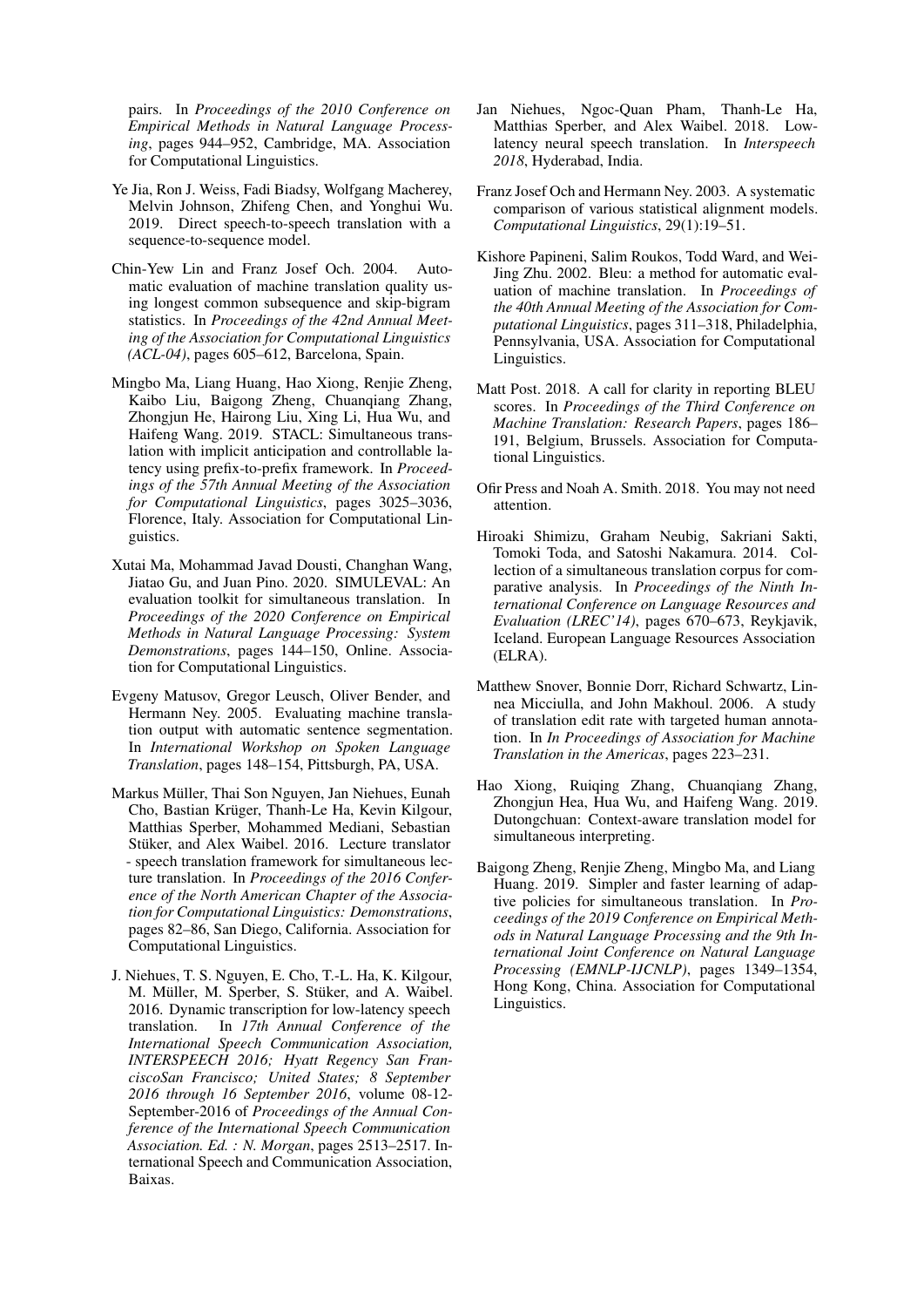pairs. In *Proceedings of the 2010 Conference on Empirical Methods in Natural Language Processing*, pages 944–952, Cambridge, MA. Association for Computational Linguistics.

Ye Jia, Ron J. Weiss, Fadi Biadsy, Wolfgang Macherey, Melvin Johnson, Zhifeng Chen, and Yonghui Wu. 2019. Direct speech-to-speech translation with a sequence-to-sequence model.

Chin-Yew Lin and Franz Josef Och. 2004. Automatic evaluation of machine translation quality using longest common subsequence and skip-bigram statistics. In *Proceedings of the 42nd Annual Meeting of the Association for Computational Linguistics (ACL-04)*, pages 605–612, Barcelona, Spain.

Mingbo Ma, Liang Huang, Hao Xiong, Renjie Zheng, Kaibo Liu, Baigong Zheng, Chuanqiang Zhang, Zhongjun He, Hairong Liu, Xing Li, Hua Wu, and Haifeng Wang. 2019. STACL: Simultaneous translation with implicit anticipation and controllable latency using prefix-to-prefix framework. In *Proceedings of the 57th Annual Meeting of the Association for Computational Linguistics*, pages 3025–3036, Florence, Italy. Association for Computational Linguistics.

Xutai Ma, Mohammad Javad Dousti, Changhan Wang, Jiatao Gu, and Juan Pino. 2020. SIMULEVAL: An evaluation toolkit for simultaneous translation. In *Proceedings of the 2020 Conference on Empirical Methods in Natural Language Processing: System Demonstrations*, pages 144–150, Online. Association for Computational Linguistics.

Evgeny Matusov, Gregor Leusch, Oliver Bender, and Hermann Ney. 2005. Evaluating machine translation output with automatic sentence segmentation. In *International Workshop on Spoken Language Translation*, pages 148–154, Pittsburgh, PA, USA.

Markus Müller, Thai Son Nguyen, Jan Niehues, Eunah Cho, Bastian Krüger, Thanh-Le Ha, Kevin Kilgour, Matthias Sperber, Mohammed Mediani, Sebastian Stüker, and Alex Waibel. 2016. Lecture translator - speech translation framework for simultaneous lecture translation. In *Proceedings of the 2016 Conference of the North American Chapter of the Association for Computational Linguistics: Demonstrations*, pages 82–86, San Diego, California. Association for Computational Linguistics.

J. Niehues, T. S. Nguyen, E. Cho, T.-L. Ha, K. Kilgour, M. Müller, M. Sperber, S. Stüker, and A. Waibel. 2016. Dynamic transcription for low-latency speech translation. In *17th Annual Conference of the International Speech Communication Association, INTERSPEECH 2016; Hyatt Regency San FranciscoSan Francisco; United States; 8 September 2016 through 16 September 2016*, volume 08-12-September-2016 of *Proceedings of the Annual Conference of the International Speech Communication Association. Ed. : N. Morgan*, pages 2513–2517. International Speech and Communication Association, Baixas.

Jan Niehues, Ngoc-Quan Pham, Thanh-Le Ha, Matthias Sperber, and Alex Waibel. 2018. Low-latency neural speech translation. In *Interspeech 2018*, Hyderabad, India.

Franz Josef Och and Hermann Ney. 2003. A systematic comparison of various statistical alignment models. *Computational Linguistics*, 29(1):19–51.

Kishore Papineni, Salim Roukos, Todd Ward, and Wei-Jing Zhu. 2002. Bleu: a method for automatic evaluation of machine translation. In *Proceedings of the 40th Annual Meeting of the Association for Computational Linguistics*, pages 311–318, Philadelphia, Pennsylvania, USA. Association for Computational Linguistics.

Matt Post. 2018. A call for clarity in reporting BLEU scores. In *Proceedings of the Third Conference on Machine Translation: Research Papers*, pages 186–191, Belgium, Brussels. Association for Computational Linguistics.

Ofir Press and Noah A. Smith. 2018. You may not need attention.

Hiroaki Shimizu, Graham Neubig, Sakriani Sakti, Tomoki Toda, and Satoshi Nakamura. 2014. Collection of a simultaneous translation corpus for comparative analysis. In *Proceedings of the Ninth International Conference on Language Resources and Evaluation (LREC'14)*, pages 670–673, Reykjavik, Iceland. European Language Resources Association (ELRA).

Matthew Snover, Bonnie Dorr, Richard Schwartz, Linnea Micciulla, and John Makhoul. 2006. A study of translation edit rate with targeted human annotation. In *In Proceedings of Association for Machine Translation in the Americas*, pages 223–231.

Hao Xiong, Ruiqing Zhang, Chuanqiang Zhang, Zhongjun Hea, Hua Wu, and Haifeng Wang. 2019. Dutongchuan: Context-aware translation model for simultaneous interpreting.

Baigong Zheng, Renjie Zheng, Mingbo Ma, and Liang Huang. 2019. Simpler and faster learning of adaptive policies for simultaneous translation. In *Proceedings of the 2019 Conference on Empirical Methods in Natural Language Processing and the 9th International Joint Conference on Natural Language Processing (EMNLP-IJCNLP)*, pages 1349–1354, Hong Kong, China. Association for Computational Linguistics.